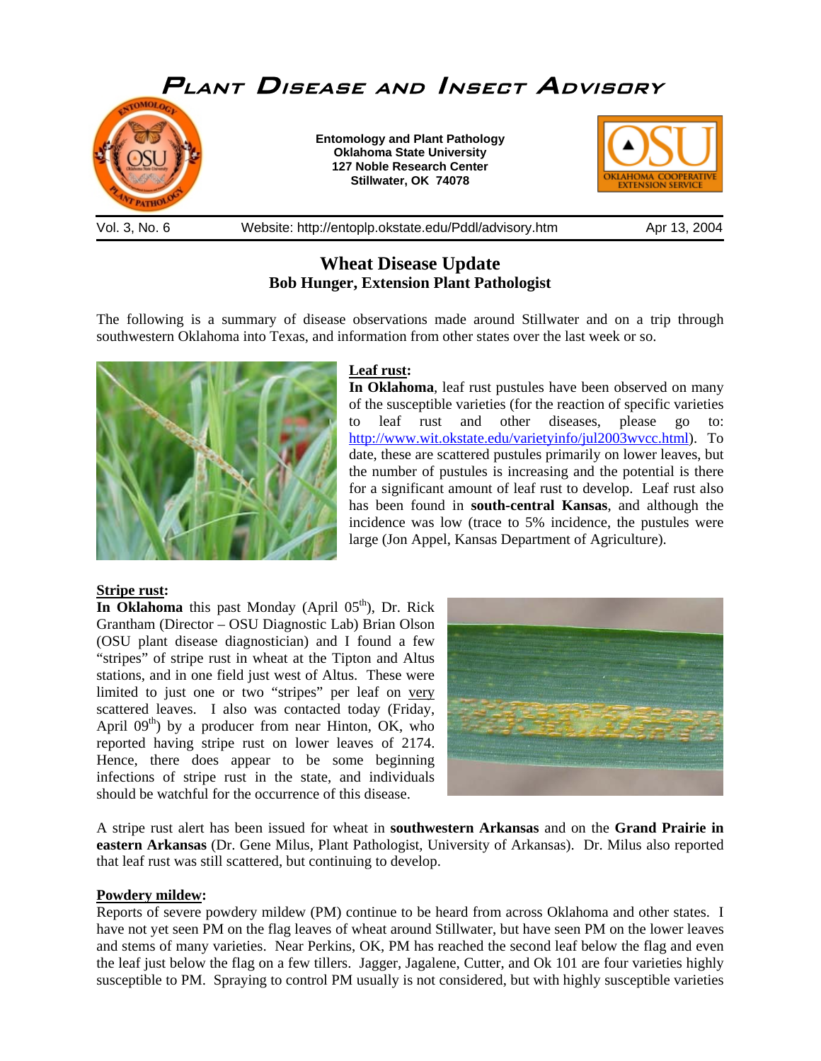# Plant Disease and Insect Advisory

**Entomology and Plant Pathology**
**Oklahoma State University**
**127 Noble Research Center**
**Stillwater, OK 74078**

Vol. 3, No. 6 Website: http://entoplp.okstate.edu/Pddl/advisory.htm Apr 13, 2004

## Wheat Disease Update

**Bob Hunger, Extension Plant Pathologist**

The following is a summary of disease observations made around Stillwater and on a trip through southwestern Oklahoma into Texas, and information from other states over the last week or so.

### Leaf rust:

**In Oklahoma**, leaf rust pustules have been observed on many of the susceptible varieties (for the reaction of specific varieties to leaf rust and other diseases, please go to: http://www.wit.okstate.edu/varietyinfo/jul2003wvcc.html). To date, these are scattered pustules primarily on lower leaves, but the number of pustules is increasing and the potential is there for a significant amount of leaf rust to develop. Leaf rust also has been found in **south-central Kansas**, and although the incidence was low (trace to 5% incidence, the pustules were large (Jon Appel, Kansas Department of Agriculture).

### Stripe rust:

**In Oklahoma** this past Monday (April 05th), Dr. Rick Grantham (Director – OSU Diagnostic Lab) Brian Olson (OSU plant disease diagnostician) and I found a few "stripes" of stripe rust in wheat at the Tipton and Altus stations, and in one field just west of Altus. These were limited to just one or two "stripes" per leaf on very scattered leaves. I also was contacted today (Friday, April 09th) by a producer from near Hinton, OK, who reported having stripe rust on lower leaves of 2174. Hence, there does appear to be some beginning infections of stripe rust in the state, and individuals should be watchful for the occurrence of this disease.

A stripe rust alert has been issued for wheat in **southwestern Arkansas** and on the **Grand Prairie in eastern Arkansas** (Dr. Gene Milus, Plant Pathologist, University of Arkansas). Dr. Milus also reported that leaf rust was still scattered, but continuing to develop.

### Powdery mildew:

Reports of severe powdery mildew (PM) continue to be heard from across Oklahoma and other states. I have not yet seen PM on the flag leaves of wheat around Stillwater, but have seen PM on the lower leaves and stems of many varieties. Near Perkins, OK, PM has reached the second leaf below the flag and even the leaf just below the flag on a few tillers. Jagger, Jagalene, Cutter, and Ok 101 are four varieties highly susceptible to PM. Spraying to control PM usually is not considered, but with highly susceptible varieties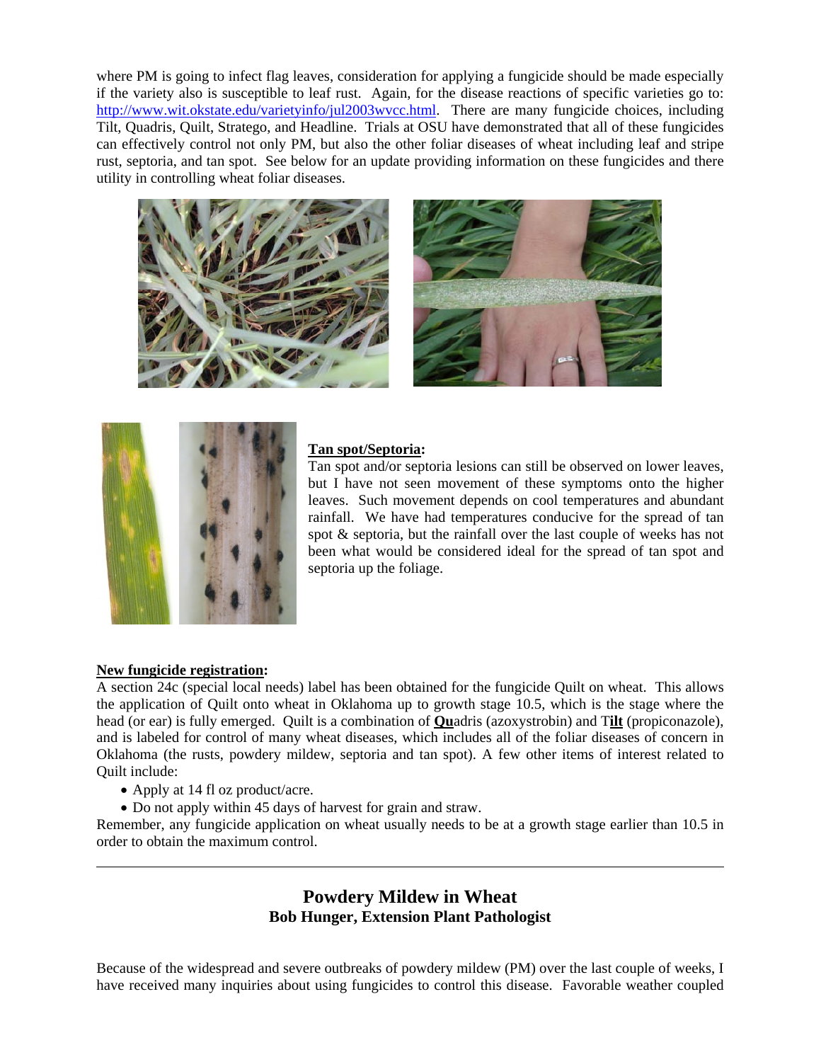where PM is going to infect flag leaves, consideration for applying a fungicide should be made especially if the variety also is susceptible to leaf rust. Again, for the disease reactions of specific varieties go to: http://www.wit.okstate.edu/varietyinfo/jul2003wvcc.html. There are many fungicide choices, including Tilt, Quadris, Quilt, Stratego, and Headline. Trials at OSU have demonstrated that all of these fungicides can effectively control not only PM, but also the other foliar diseases of wheat including leaf and stripe rust, septoria, and tan spot. See below for an update providing information on these fungicides and there utility in controlling wheat foliar diseases.

**Tan spot/Septoria:**

Tan spot and/or septoria lesions can still be observed on lower leaves, but I have not seen movement of these symptoms onto the higher leaves. Such movement depends on cool temperatures and abundant rainfall. We have had temperatures conducive for the spread of tan spot & septoria, but the rainfall over the last couple of weeks has not been what would be considered ideal for the spread of tan spot and septoria up the foliage.

**New fungicide registration:**

A section 24c (special local needs) label has been obtained for the fungicide Quilt on wheat. This allows the application of Quilt onto wheat in Oklahoma up to growth stage 10.5, which is the stage where the head (or ear) is fully emerged. Quilt is a combination of **Qu**adris (azoxystrobin) and T**ilt** (propiconazole), and is labeled for control of many wheat diseases, which includes all of the foliar diseases of concern in Oklahoma (the rusts, powdery mildew, septoria and tan spot). A few other items of interest related to Quilt include:

- Apply at 14 fl oz product/acre.
- Do not apply within 45 days of harvest for grain and straw.

Remember, any fungicide application on wheat usually needs to be at a growth stage earlier than 10.5 in order to obtain the maximum control.

---

## Powdery Mildew in Wheat

**Bob Hunger, Extension Plant Pathologist**

Because of the widespread and severe outbreaks of powdery mildew (PM) over the last couple of weeks, I have received many inquiries about using fungicides to control this disease. Favorable weather coupled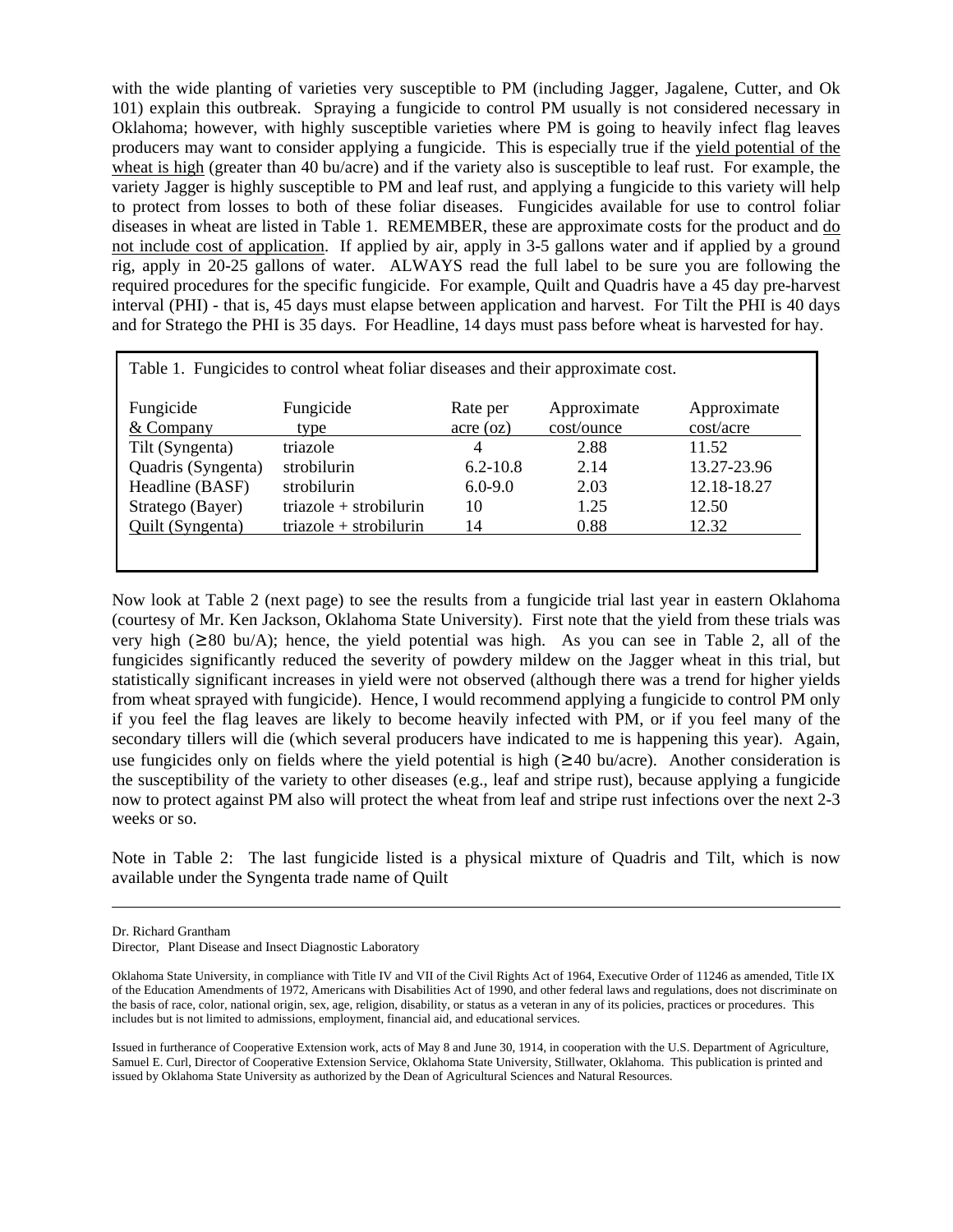with the wide planting of varieties very susceptible to PM (including Jagger, Jagalene, Cutter, and Ok 101) explain this outbreak. Spraying a fungicide to control PM usually is not considered necessary in Oklahoma; however, with highly susceptible varieties where PM is going to heavily infect flag leaves producers may want to consider applying a fungicide. This is especially true if the <u>yield potential of the wheat is high</u> (greater than 40 bu/acre) and if the variety also is susceptible to leaf rust. For example, the variety Jagger is highly susceptible to PM and leaf rust, and applying a fungicide to this variety will help to protect from losses to both of these foliar diseases. Fungicides available for use to control foliar diseases in wheat are listed in Table 1. REMEMBER, these are approximate costs for the product and <u>do not include cost of application</u>. If applied by air, apply in 3-5 gallons water and if applied by a ground rig, apply in 20-25 gallons of water. ALWAYS read the full label to be sure you are following the required procedures for the specific fungicide. For example, Quilt and Quadris have a 45 day pre-harvest interval (PHI) - that is, 45 days must elapse between application and harvest. For Tilt the PHI is 40 days and for Stratego the PHI is 35 days. For Headline, 14 days must pass before wheat is harvested for hay.

Table 1. Fungicides to control wheat foliar diseases and their approximate cost.

| Fungicide & Company | Fungicide type | Rate per acre (oz) | Approximate cost/ounce | Approximate cost/acre |
|---|---|---|---|---|
| Tilt (Syngenta) | triazole | 4 | 2.88 | 11.52 |
| Quadris (Syngenta) | strobilurin | 6.2-10.8 | 2.14 | 13.27-23.96 |
| Headline (BASF) | strobilurin | 6.0-9.0 | 2.03 | 12.18-18.27 |
| Stratego (Bayer) | triazole + strobilurin | 10 | 1.25 | 12.50 |
| Quilt (Syngenta) | triazole + strobilurin | 14 | 0.88 | 12.32 |

Now look at Table 2 (next page) to see the results from a fungicide trial last year in eastern Oklahoma (courtesy of Mr. Ken Jackson, Oklahoma State University). First note that the yield from these trials was very high (≥80 bu/A); hence, the yield potential was high. As you can see in Table 2, all of the fungicides significantly reduced the severity of powdery mildew on the Jagger wheat in this trial, but statistically significant increases in yield were not observed (although there was a trend for higher yields from wheat sprayed with fungicide). Hence, I would recommend applying a fungicide to control PM only if you feel the flag leaves are likely to become heavily infected with PM, or if you feel many of the secondary tillers will die (which several producers have indicated to me is happening this year). Again, use fungicides only on fields where the yield potential is high (≥40 bu/acre). Another consideration is the susceptibility of the variety to other diseases (e.g., leaf and stripe rust), because applying a fungicide now to protect against PM also will protect the wheat from leaf and stripe rust infections over the next 2-3 weeks or so.

Note in Table 2: The last fungicide listed is a physical mixture of Quadris and Tilt, which is now available under the Syngenta trade name of Quilt

---

Dr. Richard Grantham
Director, Plant Disease and Insect Diagnostic Laboratory

Oklahoma State University, in compliance with Title IV and VII of the Civil Rights Act of 1964, Executive Order of 11246 as amended, Title IX of the Education Amendments of 1972, Americans with Disabilities Act of 1990, and other federal laws and regulations, does not discriminate on the basis of race, color, national origin, sex, age, religion, disability, or status as a veteran in any of its policies, practices or procedures. This includes but is not limited to admissions, employment, financial aid, and educational services.

Issued in furtherance of Cooperative Extension work, acts of May 8 and June 30, 1914, in cooperation with the U.S. Department of Agriculture, Samuel E. Curl, Director of Cooperative Extension Service, Oklahoma State University, Stillwater, Oklahoma. This publication is printed and issued by Oklahoma State University as authorized by the Dean of Agricultural Sciences and Natural Resources.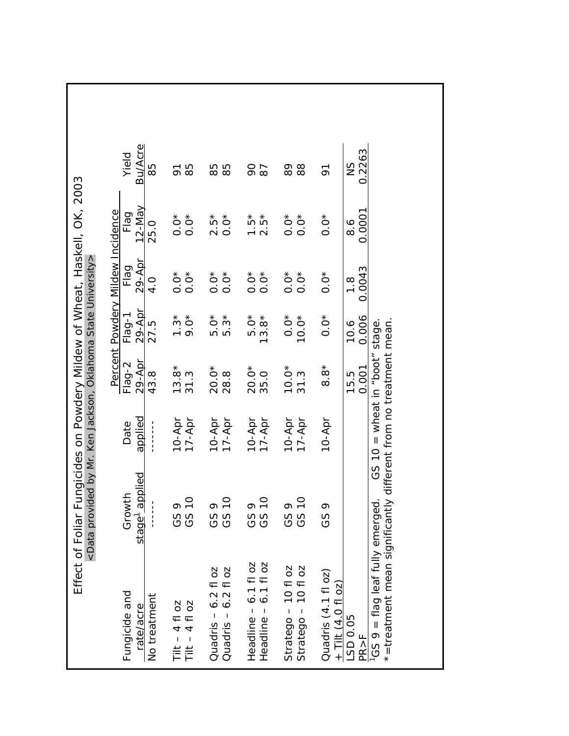# Effect of Foliar Fungicides on Powdery Mildew of Wheat, Haskell, OK, 2003

<Data provided by Mr. Ken Jackson, Oklahoma State University>

| Fungicide and rate/acre | Growth stage[1] applied | Date applied | Percent Powdery Mildew Incidence Flag-2 29-Apr | Flag-1 29-Apr | Flag 29-Apr | Flag 12-May | Yield Bu/Acre |
|---|---|---|---|---|---|---|---|
| No treatment | ------ | ------- | 43.8 | 27.5 | 4.0 | 25.0 | 85 |
| Tilt – 4 fl oz | GS 9 | 10-Apr | 13.8* | 1.3* | 0.0* | 0.0* | 91 |
| Tilt – 4 fl oz | GS 10 | 17-Apr | 31.3 | 9.0* | 0.0* | 0.0* | 85 |
| Quadris – 6.2 fl oz | GS 9 | 10-Apr | 20.0* | 5.0* | 0.0* | 2.5* | 85 |
| Quadris – 6.2 fl oz | GS 10 | 17-Apr | 28.8 | 5.3* | 0.0* | 0.0* | 85 |
| Headline – 6.1 fl oz | GS 9 | 10-Apr | 20.0* | 5.0* | 0.0* | 1.5* | 90 |
| Headline – 6.1 fl oz | GS 10 | 17-Apr | 35.0 | 13.8* | 0.0* | 2.5* | 87 |
| Stratego – 10 fl oz | GS 9 | 10-Apr | 10.0* | 0.0* | 0.0* | 0.0* | 89 |
| Stratego – 10 fl oz | GS 10 | 17-Apr | 31.3 | 10.0* | 0.0* | 0.0* | 88 |
| Quadris (4.1 fl oz) + Tilt (4.0 fl oz) | GS 9 | 10-Apr | 8.8* | 0.0* | 0.0* | 0.0* | 91 |
| LSD 0.05 | | | 15.5 | 10.6 | 1.8 | 8.6 | NS |
| PR>F | | | 0.001 | 0.006 | 0.0043 | 0.0001 | 0.2263 |

[1]GS 9 = flag leaf fully emerged. GS 10 = wheat in "boot" stage.

*=treatment mean significantly different from no treatment mean.